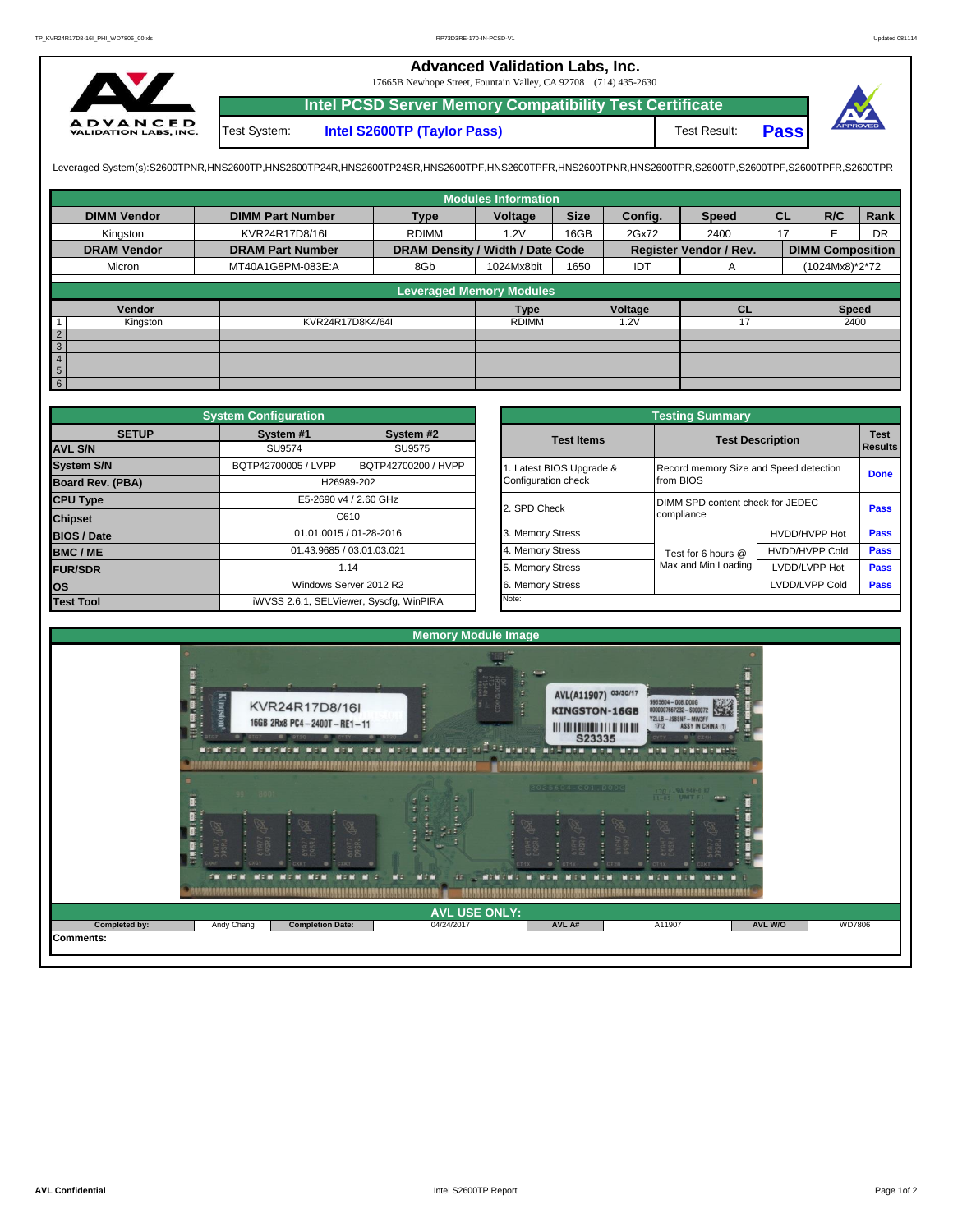# Advanced Validation Labs, Inc.

17665B Newhope Street, Fountain Valley, CA 92708 (714) 435-2630

## Intel PCSD Server Memory Compatibility Test Certificate

| Test System: | Intel S2600TP (Taylor Pass) | Test Result: | **Pass** |
|---|---|---|---|

Leveraged System(s):S2600TPNR,HNS2600TP,HNS2600TP24R,HNS2600TP24SR,HNS2600TPF,HNS2600TPFR,HNS2600TPNR,HNS2600TPR,S2600TP,S2600TPF,S2600TPFR,S2600TPR

### Modules Information

| DIMM Vendor | DIMM Part Number | Type | Voltage | Size | Config. | Speed | CL | R/C | Rank |
|---|---|---|---|---|---|---|---|---|---|
| Kingston | KVR24R17D8/16I | RDIMM | 1.2V | 16GB | 2Gx72 | 2400 | 17 | E | DR |
| **DRAM Vendor** | **DRAM Part Number** | **DRAM Density / Width / Date Code** | | | **Register Vendor / Rev.** | | **DIMM Composition** | | |
| Micron | MT40A1G8PM-083E:A | 8Gb | 1024Mx8bit | 1650 | IDT | A | (1024Mx8)*2*72 | | |

### Leveraged Memory Modules

| | Vendor | | Type | Voltage | CL | Speed |
|---|---|---|---|---|---|---|
| 1 | Kingston | KVR24R17D8K4/64I | RDIMM | 1.2V | 17 | 2400 |
| 2 | | | | | | |
| 3 | | | | | | |
| 4 | | | | | | |
| 5 | | | | | | |
| 6 | | | | | | |

### System Configuration

| SETUP | System #1 | System #2 |
|---|---|---|
| AVL S/N | SU9574 | SU9575 |
| System S/N | BQTP42700005 / LVPP | BQTP42700200 / HVPP |
| Board Rev. (PBA) | H26989-202 | |
| CPU Type | E5-2690 v4 / 2.60 GHz | |
| Chipset | C610 | |
| BIOS / Date | 01.01.0015 / 01-28-2016 | |
| BMC / ME | 01.43.9685 / 03.01.03.021 | |
| FUR/SDR | 1.14 | |
| OS | Windows Server 2012 R2 | |
| Test Tool | iWVSS 2.6.1, SELViewer, Syscfg, WinPIRA | |

### Testing Summary

| Test Items | Test Description | | Test Results |
|---|---|---|---|
| 1. Latest BIOS Upgrade & Configuration check | Record memory Size and Speed detection from BIOS | | Done |
| 2. SPD Check | DIMM SPD content check for JEDEC compliance | | Pass |
| 3. Memory Stress | Test for 6 hours @ Max and Min Loading | HVDD/HVPP Hot | Pass |
| 4. Memory Stress | | HVDD/HVPP Cold | Pass |
| 5. Memory Stress | | LVDD/LVPP Hot | Pass |
| 6. Memory Stress | | LVDD/LVPP Cold | Pass |
| Note: | | | |

### Memory Module Image

### AVL USE ONLY:

| Completed by: | Andy Chang | Completion Date: | 04/24/2017 | AVL A# | A11907 | AVL W/O | WD7806 |
|---|---|---|---|---|---|---|---|

Comments: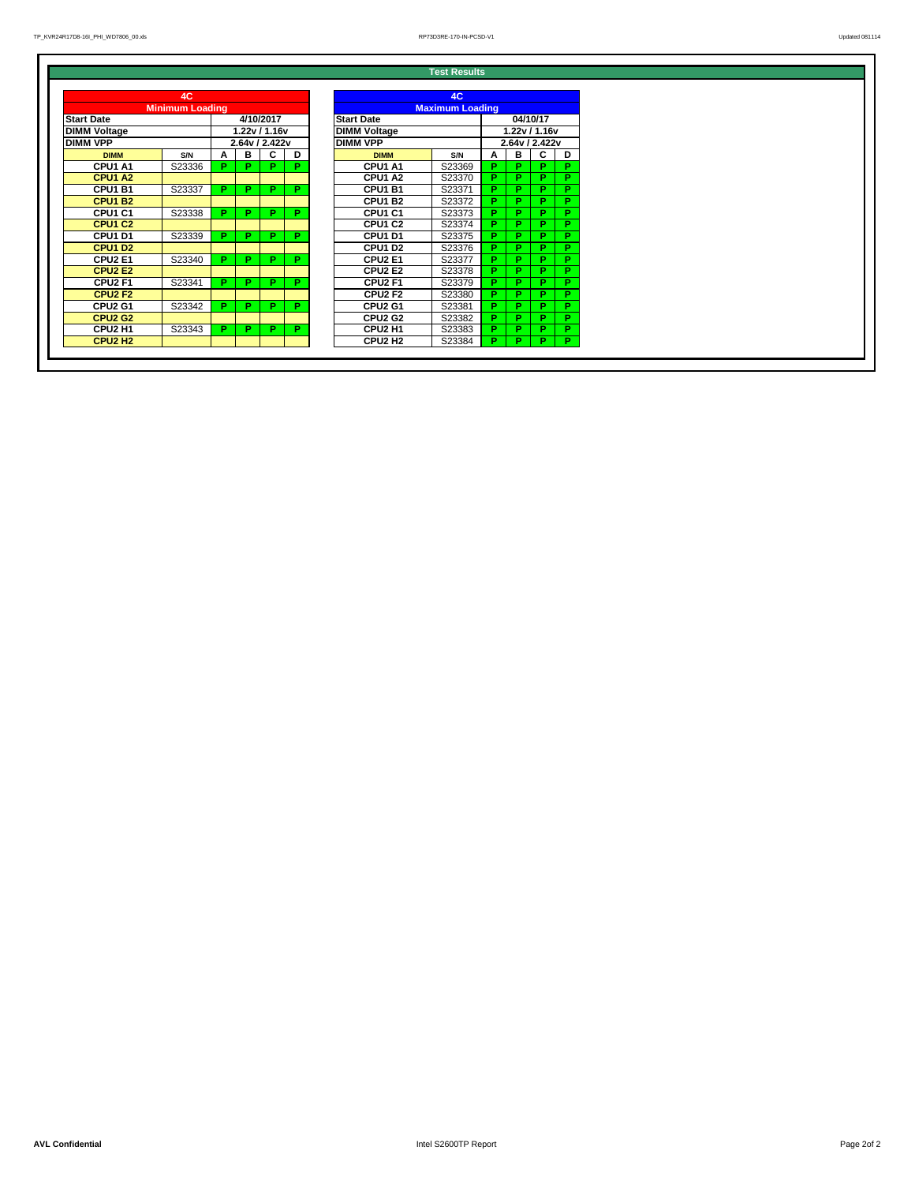## Test Results

| 4C Minimum Loading | | | | | |
|---|---|---|---|---|---|
| **Start Date** | | 4/10/2017 | | | |
| **DIMM Voltage** | | 1.22v / 1.16v | | | |
| **DIMM VPP** | | 2.64v / 2.422v | | | |
| **DIMM** | **S/N** | **A** | **B** | **C** | **D** |
| **CPU1 A1** | S23336 | P | P | P | P |
| **CPU1 A2** | | | | | |
| **CPU1 B1** | S23337 | P | P | P | P |
| **CPU1 B2** | | | | | |
| **CPU1 C1** | S23338 | P | P | P | P |
| **CPU1 C2** | | | | | |
| **CPU1 D1** | S23339 | P | P | P | P |
| **CPU1 D2** | | | | | |
| **CPU2 E1** | S23340 | P | P | P | P |
| **CPU2 E2** | | | | | |
| **CPU2 F1** | S23341 | P | P | P | P |
| **CPU2 F2** | | | | | |
| **CPU2 G1** | S23342 | P | P | P | P |
| **CPU2 G2** | | | | | |
| **CPU2 H1** | S23343 | P | P | P | P |
| **CPU2 H2** | | | | | |

| 4C Maximum Loading | | | | | |
|---|---|---|---|---|---|
| **Start Date** | | 04/10/17 | | | |
| **DIMM Voltage** | | 1.22v / 1.16v | | | |
| **DIMM VPP** | | 2.64v / 2.422v | | | |
| **DIMM** | **S/N** | **A** | **B** | **C** | **D** |
| **CPU1 A1** | S23369 | P | P | P | P |
| **CPU1 A2** | S23370 | P | P | P | P |
| **CPU1 B1** | S23371 | P | P | P | P |
| **CPU1 B2** | S23372 | P | P | P | P |
| **CPU1 C1** | S23373 | P | P | P | P |
| **CPU1 C2** | S23374 | P | P | P | P |
| **CPU1 D1** | S23375 | P | P | P | P |
| **CPU1 D2** | S23376 | P | P | P | P |
| **CPU2 E1** | S23377 | P | P | P | P |
| **CPU2 E2** | S23378 | P | P | P | P |
| **CPU2 F1** | S23379 | P | P | P | P |
| **CPU2 F2** | S23380 | P | P | P | P |
| **CPU2 G1** | S23381 | P | P | P | P |
| **CPU2 G2** | S23382 | P | P | P | P |
| **CPU2 H1** | S23383 | P | P | P | P |
| **CPU2 H2** | S23384 | P | P | P | P |